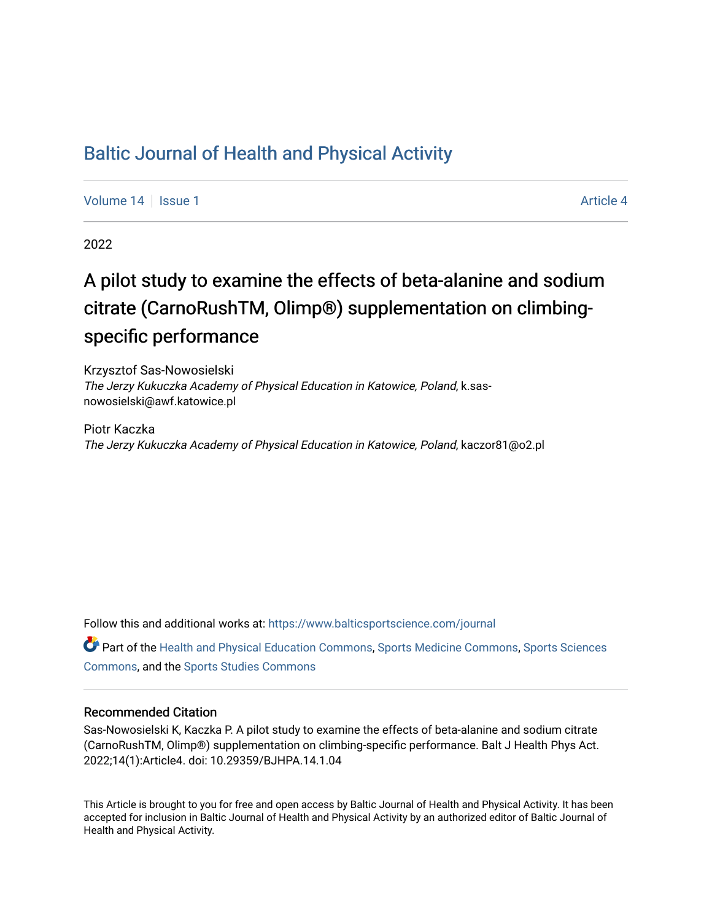# Baltic Journal of Health and Physical Activity

Volume 14 | Issue 1 Article 4

2022

## A pilot study to examine the effects of beta-alanine and sodium citrate (CarnoRushTM, Olimp®) supplementation on climbing-specific performance

Krzysztof Sas-Nowosielski
*The Jerzy Kukuczka Academy of Physical Education in Katowice, Poland*, k.sas-nowosielski@awf.katowice.pl

Piotr Kaczka
*The Jerzy Kukuczka Academy of Physical Education in Katowice, Poland*, kaczor81@o2.pl

Follow this and additional works at: https://www.balticsportscience.com/journal

Part of the Health and Physical Education Commons, Sports Medicine Commons, Sports Sciences Commons, and the Sports Studies Commons

### Recommended Citation

Sas-Nowosielski K, Kaczka P. A pilot study to examine the effects of beta-alanine and sodium citrate (CarnoRushTM, Olimp®) supplementation on climbing-specific performance. Balt J Health Phys Act. 2022;14(1):Article4. doi: 10.29359/BJHPA.14.1.04

This Article is brought to you for free and open access by Baltic Journal of Health and Physical Activity. It has been accepted for inclusion in Baltic Journal of Health and Physical Activity by an authorized editor of Baltic Journal of Health and Physical Activity.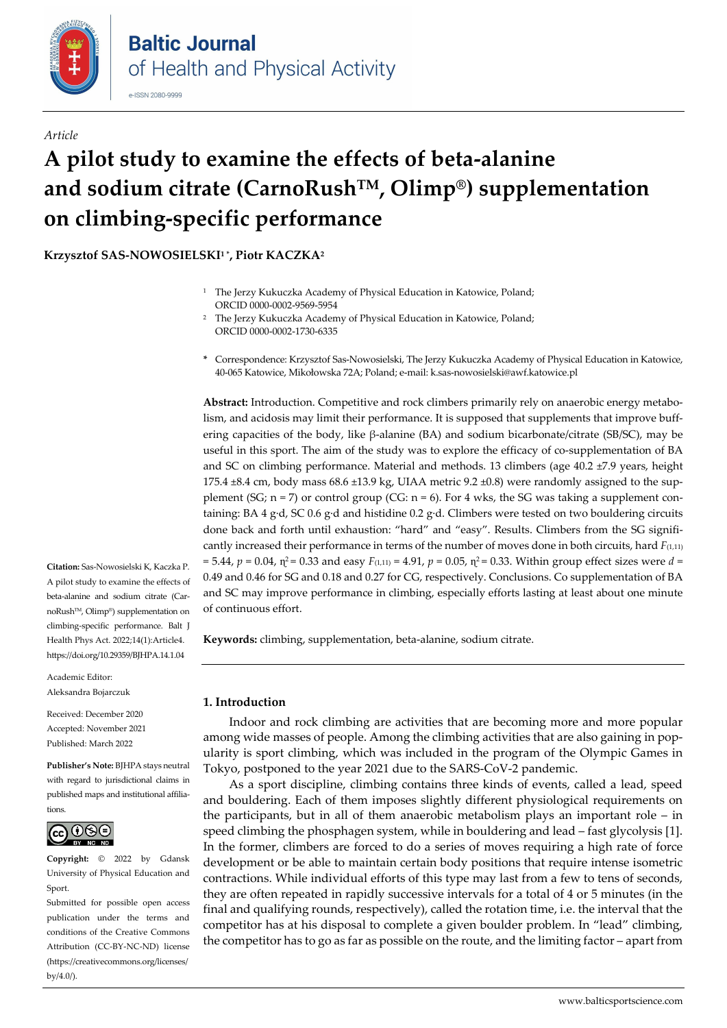Article

# A pilot study to examine the effects of beta-alanine and sodium citrate (CarnoRush™, Olimp®) supplementation on climbing-specific performance

**Krzysztof SAS-NOWOSIELSKI[1]*, Piotr KACZKA[2]**

[1] The Jerzy Kukuczka Academy of Physical Education in Katowice, Poland; ORCID 0000-0002-9569-5954

[2] The Jerzy Kukuczka Academy of Physical Education in Katowice, Poland; ORCID 0000-0002-1730-6335

\* Correspondence: Krzysztof Sas-Nowosielski, The Jerzy Kukuczka Academy of Physical Education in Katowice, 40-065 Katowice, Mikołowska 72A; Poland; e-mail: k.sas-nowosielski@awf.katowice.pl

**Abstract:** Introduction. Competitive and rock climbers primarily rely on anaerobic energy metabolism, and acidosis may limit their performance. It is supposed that supplements that improve buffering capacities of the body, like β-alanine (BA) and sodium bicarbonate/citrate (SB/SC), may be useful in this sport. The aim of the study was to explore the efficacy of co-supplementation of BA and SC on climbing performance. Material and methods. 13 climbers (age 40.2 ±7.9 years, height 175.4 ±8.4 cm, body mass 68.6 ±13.9 kg, UIAA metric 9.2 ±0.8) were randomly assigned to the supplement (SG; n = 7) or control group (CG: n = 6). For 4 wks, the SG was taking a supplement containing: BA 4 g·d, SC 0.6 g·d and histidine 0.2 g·d. Climbers were tested on two bouldering circuits done back and forth until exhaustion: "hard" and "easy". Results. Climbers from the SG significantly increased their performance in terms of the number of moves done in both circuits, hard $F_{(1,11)} = 5.44$, $p = 0.04$, $\eta^2 = 0.33$ and easy $F_{(1,11)} = 4.91$, $p = 0.05$, $\eta^2 = 0.33$. Within group effect sizes were $d = 0.49$ and 0.46 for SG and 0.18 and 0.27 for CG, respectively. Conclusions. Co supplementation of BA and SC may improve performance in climbing, especially efforts lasting at least about one minute of continuous effort.

**Keywords:** climbing, supplementation, beta-alanine, sodium citrate.

**Citation:** Sas-Nowosielski K, Kaczka P. A pilot study to examine the effects of beta-alanine and sodium citrate (CarnoRush™, Olimp®) supplementation on climbing-specific performance. Balt J Health Phys Act. 2022;14(1):Article4. https://doi.org/10.29359/BJHPA.14.1.04

Academic Editor: Aleksandra Bojarczuk

Received: December 2020
Accepted: November 2021
Published: March 2022

**Publisher's Note:** BJHPA stays neutral with regard to jurisdictional claims in published maps and institutional affiliations.

**Copyright:** © 2022 by Gdansk University of Physical Education and Sport.
Submitted for possible open access publication under the terms and conditions of the Creative Commons Attribution (CC-BY-NC-ND) license (https://creativecommons.org/licenses/by/4.0/).

## 1. Introduction

Indoor and rock climbing are activities that are becoming more and more popular among wide masses of people. Among the climbing activities that are also gaining in popularity is sport climbing, which was included in the program of the Olympic Games in Tokyo, postponed to the year 2021 due to the SARS-CoV-2 pandemic.

As a sport discipline, climbing contains three kinds of events, called a lead, speed and bouldering. Each of them imposes slightly different physiological requirements on the participants, but in all of them anaerobic metabolism plays an important role – in speed climbing the phosphagen system, while in bouldering and lead – fast glycolysis [1]. In the former, climbers are forced to do a series of moves requiring a high rate of force development or be able to maintain certain body positions that require intense isometric contractions. While individual efforts of this type may last from a few to tens of seconds, they are often repeated in rapidly successive intervals for a total of 4 or 5 minutes (in the final and qualifying rounds, respectively), called the rotation time, i.e. the interval that the competitor has at his disposal to complete a given boulder problem. In "lead" climbing, the competitor has to go as far as possible on the route, and the limiting factor – apart from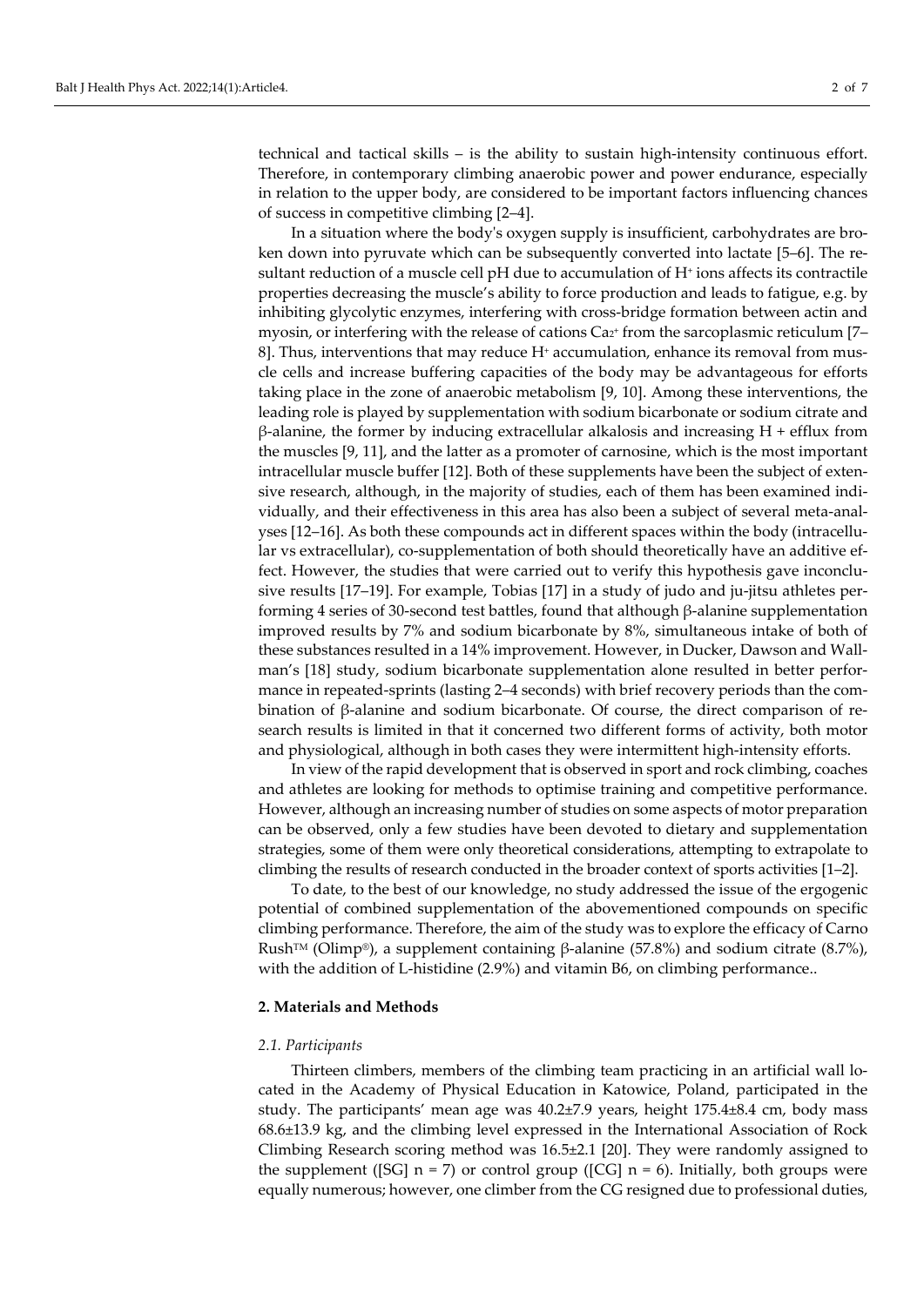technical and tactical skills – is the ability to sustain high-intensity continuous effort. Therefore, in contemporary climbing anaerobic power and power endurance, especially in relation to the upper body, are considered to be important factors influencing chances of success in competitive climbing [2–4].

In a situation where the body's oxygen supply is insufficient, carbohydrates are broken down into pyruvate which can be subsequently converted into lactate [5–6]. The resultant reduction of a muscle cell pH due to accumulation of $H^+$ ions affects its contractile properties decreasing the muscle's ability to force production and leads to fatigue, e.g. by inhibiting glycolytic enzymes, interfering with cross-bridge formation between actin and myosin, or interfering with the release of cations $Ca^{2+}$ from the sarcoplasmic reticulum [7–8]. Thus, interventions that may reduce $H^+$ accumulation, enhance its removal from muscle cells and increase buffering capacities of the body may be advantageous for efforts taking place in the zone of anaerobic metabolism [9, 10]. Among these interventions, the leading role is played by supplementation with sodium bicarbonate or sodium citrate and β-alanine, the former by inducing extracellular alkalosis and increasing H + efflux from the muscles [9, 11], and the latter as a promoter of carnosine, which is the most important intracellular muscle buffer [12]. Both of these supplements have been the subject of extensive research, although, in the majority of studies, each of them has been examined individually, and their effectiveness in this area has also been a subject of several meta-analyses [12–16]. As both these compounds act in different spaces within the body (intracellular vs extracellular), co-supplementation of both should theoretically have an additive effect. However, the studies that were carried out to verify this hypothesis gave inconclusive results [17–19]. For example, Tobias [17] in a study of judo and ju-jitsu athletes performing 4 series of 30-second test battles, found that although β-alanine supplementation improved results by 7% and sodium bicarbonate by 8%, simultaneous intake of both of these substances resulted in a 14% improvement. However, in Ducker, Dawson and Wallman's [18] study, sodium bicarbonate supplementation alone resulted in better performance in repeated-sprints (lasting 2–4 seconds) with brief recovery periods than the combination of β-alanine and sodium bicarbonate. Of course, the direct comparison of research results is limited in that it concerned two different forms of activity, both motor and physiological, although in both cases they were intermittent high-intensity efforts.

In view of the rapid development that is observed in sport and rock climbing, coaches and athletes are looking for methods to optimise training and competitive performance. However, although an increasing number of studies on some aspects of motor preparation can be observed, only a few studies have been devoted to dietary and supplementation strategies, some of them were only theoretical considerations, attempting to extrapolate to climbing the results of research conducted in the broader context of sports activities [1–2].

To date, to the best of our knowledge, no study addressed the issue of the ergogenic potential of combined supplementation of the abovementioned compounds on specific climbing performance. Therefore, the aim of the study was to explore the efficacy of Carno Rush™ (Olimp®), a supplement containing β-alanine (57.8%) and sodium citrate (8.7%), with the addition of L-histidine (2.9%) and vitamin B6, on climbing performance..

## 2. Materials and Methods

### *2.1. Participants*

Thirteen climbers, members of the climbing team practicing in an artificial wall located in the Academy of Physical Education in Katowice, Poland, participated in the study. The participants' mean age was 40.2±7.9 years, height 175.4±8.4 cm, body mass 68.6±13.9 kg, and the climbing level expressed in the International Association of Rock Climbing Research scoring method was 16.5±2.1 [20]. They were randomly assigned to the supplement ([SG] n = 7) or control group ([CG] n = 6). Initially, both groups were equally numerous; however, one climber from the CG resigned due to professional duties,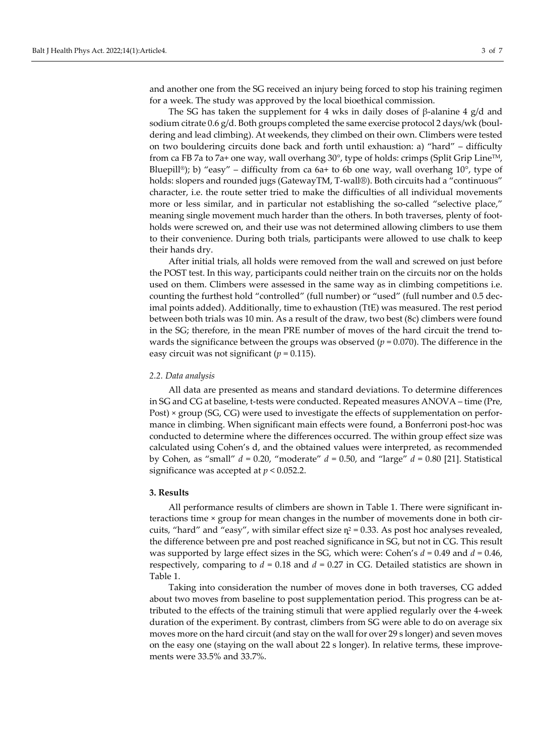and another one from the SG received an injury being forced to stop his training regimen for a week. The study was approved by the local bioethical commission.

The SG has taken the supplement for 4 wks in daily doses of β-alanine 4 g/d and sodium citrate 0.6 g/d. Both groups completed the same exercise protocol 2 days/wk (bouldering and lead climbing). At weekends, they climbed on their own. Climbers were tested on two bouldering circuits done back and forth until exhaustion: a) "hard" – difficulty from ca FB 7a to 7a+ one way, wall overhang 30°, type of holds: crimps (Split Grip Line™, Bluepill®); b) "easy" – difficulty from ca 6a+ to 6b one way, wall overhang 10°, type of holds: slopers and rounded jugs (GatewayTM, T-wall®). Both circuits had a "continuous" character, i.e. the route setter tried to make the difficulties of all individual movements more or less similar, and in particular not establishing the so-called "selective place," meaning single movement much harder than the others. In both traverses, plenty of footholds were screwed on, and their use was not determined allowing climbers to use them to their convenience. During both trials, participants were allowed to use chalk to keep their hands dry.

After initial trials, all holds were removed from the wall and screwed on just before the POST test. In this way, participants could neither train on the circuits nor on the holds used on them. Climbers were assessed in the same way as in climbing competitions i.e. counting the furthest hold "controlled" (full number) or "used" (full number and 0.5 decimal points added). Additionally, time to exhaustion (TtE) was measured. The rest period between both trials was 10 min. As a result of the draw, two best (8c) climbers were found in the SG; therefore, in the mean PRE number of moves of the hard circuit the trend towards the significance between the groups was observed ($p = 0.070$). The difference in the easy circuit was not significant ($p = 0.115$).

### *2.2. Data analysis*

All data are presented as means and standard deviations. To determine differences in SG and CG at baseline, t-tests were conducted. Repeated measures ANOVA – time (Pre, Post) × group (SG, CG) were used to investigate the effects of supplementation on performance in climbing. When significant main effects were found, a Bonferroni post-hoc was conducted to determine where the differences occurred. The within group effect size was calculated using Cohen's d, and the obtained values were interpreted, as recommended by Cohen, as "small" $d = 0.20$, "moderate" $d = 0.50$, and "large" $d = 0.80$ [21]. Statistical significance was accepted at $p < 0.052.2$.

## **3. Results**

All performance results of climbers are shown in Table 1. There were significant interactions time × group for mean changes in the number of movements done in both circuits, "hard" and "easy", with similar effect size $\eta^2 = 0.33$. As post hoc analyses revealed, the difference between pre and post reached significance in SG, but not in CG. This result was supported by large effect sizes in the SG, which were: Cohen's $d = 0.49$ and $d = 0.46$, respectively, comparing to $d = 0.18$ and $d = 0.27$ in CG. Detailed statistics are shown in Table 1.

Taking into consideration the number of moves done in both traverses, CG added about two moves from baseline to post supplementation period. This progress can be attributed to the effects of the training stimuli that were applied regularly over the 4-week duration of the experiment. By contrast, climbers from SG were able to do on average six moves more on the hard circuit (and stay on the wall for over 29 s longer) and seven moves on the easy one (staying on the wall about 22 s longer). In relative terms, these improvements were 33.5% and 33.7%.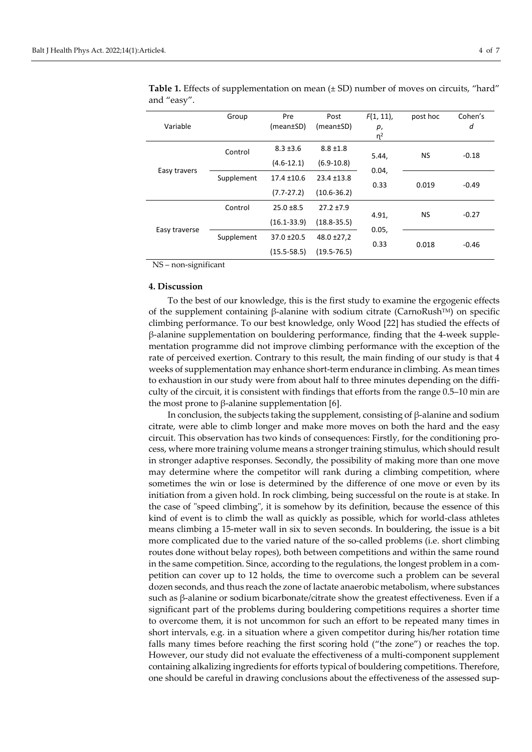**Table 1.** Effects of supplementation on mean (± SD) number of moves on circuits, "hard" and "easy".

| Variable | Group | Pre (mean±SD) | Post (mean±SD) | $F(1, 11)$, $p$, $\eta^2$ | post hoc | Cohen's $d$ |
|---|---|---|---|---|---|---|
| Easy travers | Control | 8.3 ±3.6 (4.6-12.1) | 8.8 ±1.8 (6.9-10.8) | 5.44, 0.04, 0.33 | NS | -0.18 |
| | Supplement | 17.4 ±10.6 (7.7-27.2) | 23.4 ±13.8 (10.6-36.2) | | 0.019 | -0.49 |
| Easy traverse | Control | 25.0 ±8.5 (16.1-33.9) | 27.2 ±7.9 (18.8-35.5) | 4.91, 0.05, 0.33 | NS | -0.27 |
| | Supplement | 37.0 ±20.5 (15.5-58.5) | 48.0 ±27,2 (19.5-76.5) | | 0.018 | -0.46 |

NS – non-significant

### 4. Discussion

To the best of our knowledge, this is the first study to examine the ergogenic effects of the supplement containing β-alanine with sodium citrate (CarnoRush™) on specific climbing performance. To our best knowledge, only Wood [22] has studied the effects of β-alanine supplementation on bouldering performance, finding that the 4-week supplementation programme did not improve climbing performance with the exception of the rate of perceived exertion. Contrary to this result, the main finding of our study is that 4 weeks of supplementation may enhance short-term endurance in climbing. As mean times to exhaustion in our study were from about half to three minutes depending on the difficulty of the circuit, it is consistent with findings that efforts from the range 0.5–10 min are the most prone to β-alanine supplementation [6].

In conclusion, the subjects taking the supplement, consisting of β-alanine and sodium citrate, were able to climb longer and make more moves on both the hard and the easy circuit. This observation has two kinds of consequences: Firstly, for the conditioning process, where more training volume means a stronger training stimulus, which should result in stronger adaptive responses. Secondly, the possibility of making more than one move may determine where the competitor will rank during a climbing competition, where sometimes the win or lose is determined by the difference of one move or even by its initiation from a given hold. In rock climbing, being successful on the route is at stake. In the case of "speed climbing", it is somehow by its definition, because the essence of this kind of event is to climb the wall as quickly as possible, which for world-class athletes means climbing a 15-meter wall in six to seven seconds. In bouldering, the issue is a bit more complicated due to the varied nature of the so-called problems (i.e. short climbing routes done without belay ropes), both between competitions and within the same round in the same competition. Since, according to the regulations, the longest problem in a competition can cover up to 12 holds, the time to overcome such a problem can be several dozen seconds, and thus reach the zone of lactate anaerobic metabolism, where substances such as β-alanine or sodium bicarbonate/citrate show the greatest effectiveness. Even if a significant part of the problems during bouldering competitions requires a shorter time to overcome them, it is not uncommon for such an effort to be repeated many times in short intervals, e.g. in a situation where a given competitor during his/her rotation time falls many times before reaching the first scoring hold ("the zone") or reaches the top. However, our study did not evaluate the effectiveness of a multi-component supplement containing alkalizing ingredients for efforts typical of bouldering competitions. Therefore, one should be careful in drawing conclusions about the effectiveness of the assessed sup-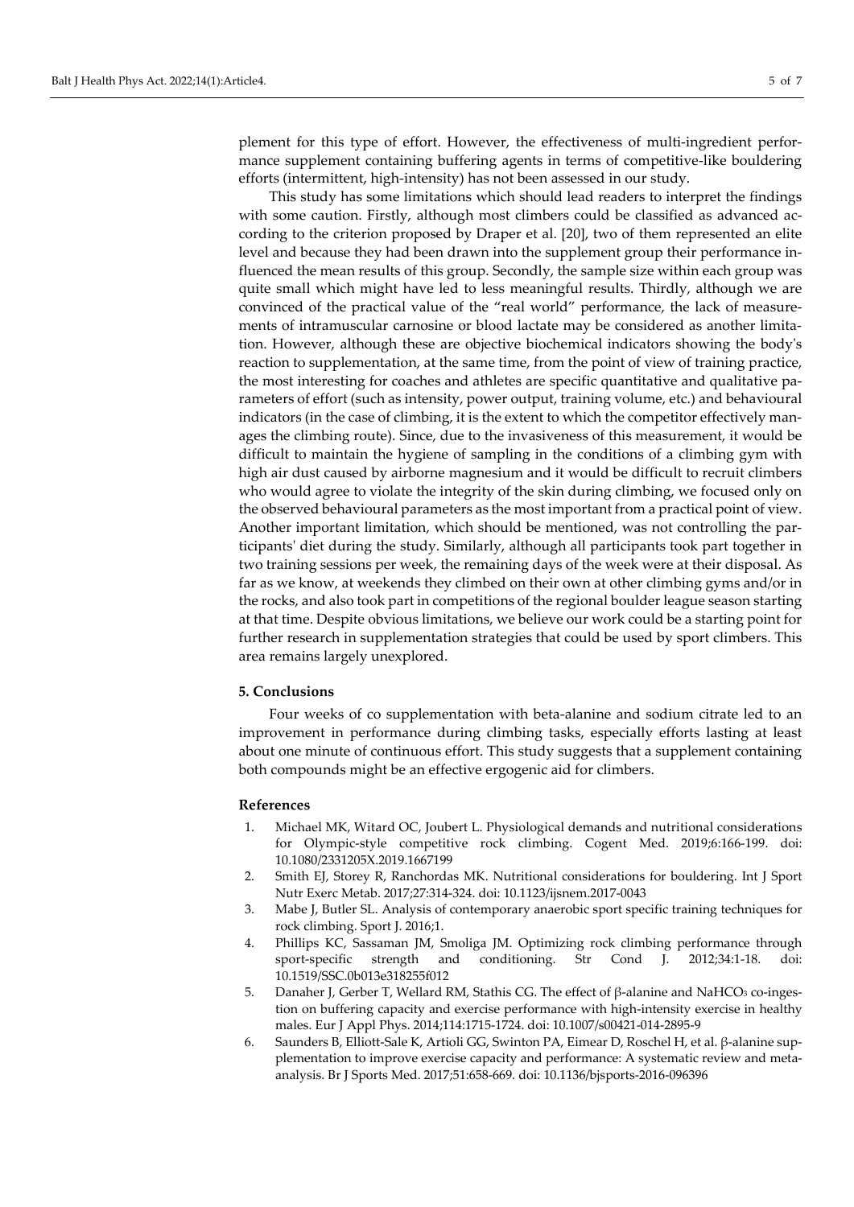plement for this type of effort. However, the effectiveness of multi-ingredient performance supplement containing buffering agents in terms of competitive-like bouldering efforts (intermittent, high-intensity) has not been assessed in our study.

This study has some limitations which should lead readers to interpret the findings with some caution. Firstly, although most climbers could be classified as advanced according to the criterion proposed by Draper et al. [20], two of them represented an elite level and because they had been drawn into the supplement group their performance influenced the mean results of this group. Secondly, the sample size within each group was quite small which might have led to less meaningful results. Thirdly, although we are convinced of the practical value of the "real world" performance, the lack of measurements of intramuscular carnosine or blood lactate may be considered as another limitation. However, although these are objective biochemical indicators showing the body's reaction to supplementation, at the same time, from the point of view of training practice, the most interesting for coaches and athletes are specific quantitative and qualitative parameters of effort (such as intensity, power output, training volume, etc.) and behavioural indicators (in the case of climbing, it is the extent to which the competitor effectively manages the climbing route). Since, due to the invasiveness of this measurement, it would be difficult to maintain the hygiene of sampling in the conditions of a climbing gym with high air dust caused by airborne magnesium and it would be difficult to recruit climbers who would agree to violate the integrity of the skin during climbing, we focused only on the observed behavioural parameters as the most important from a practical point of view. Another important limitation, which should be mentioned, was not controlling the participants' diet during the study. Similarly, although all participants took part together in two training sessions per week, the remaining days of the week were at their disposal. As far as we know, at weekends they climbed on their own at other climbing gyms and/or in the rocks, and also took part in competitions of the regional boulder league season starting at that time. Despite obvious limitations, we believe our work could be a starting point for further research in supplementation strategies that could be used by sport climbers. This area remains largely unexplored.

## 5. Conclusions

Four weeks of co supplementation with beta-alanine and sodium citrate led to an improvement in performance during climbing tasks, especially efforts lasting at least about one minute of continuous effort. This study suggests that a supplement containing both compounds might be an effective ergogenic aid for climbers.

## References

1. Michael MK, Witard OC, Joubert L. Physiological demands and nutritional considerations for Olympic-style competitive rock climbing. Cogent Med. 2019;6:166-199. doi: 10.1080/2331205X.2019.1667199
2. Smith EJ, Storey R, Ranchordas MK. Nutritional considerations for bouldering. Int J Sport Nutr Exerc Metab. 2017;27:314-324. doi: 10.1123/ijsnem.2017-0043
3. Mabe J, Butler SL. Analysis of contemporary anaerobic sport specific training techniques for rock climbing. Sport J. 2016;1.
4. Phillips KC, Sassaman JM, Smoliga JM. Optimizing rock climbing performance through sport-specific strength and conditioning. Str Cond J. 2012;34:1-18. doi: 10.1519/SSC.0b013e318255f012
5. Danaher J, Gerber T, Wellard RM, Stathis CG. The effect of β-alanine and $NaHCO_3$ co-ingestion on buffering capacity and exercise performance with high-intensity exercise in healthy males. Eur J Appl Phys. 2014;114:1715-1724. doi: 10.1007/s00421-014-2895-9
6. Saunders B, Elliott-Sale K, Artioli GG, Swinton PA, Eimear D, Roschel H, et al. β-alanine supplementation to improve exercise capacity and performance: A systematic review and meta-analysis. Br J Sports Med. 2017;51:658-669. doi: 10.1136/bjsports-2016-096396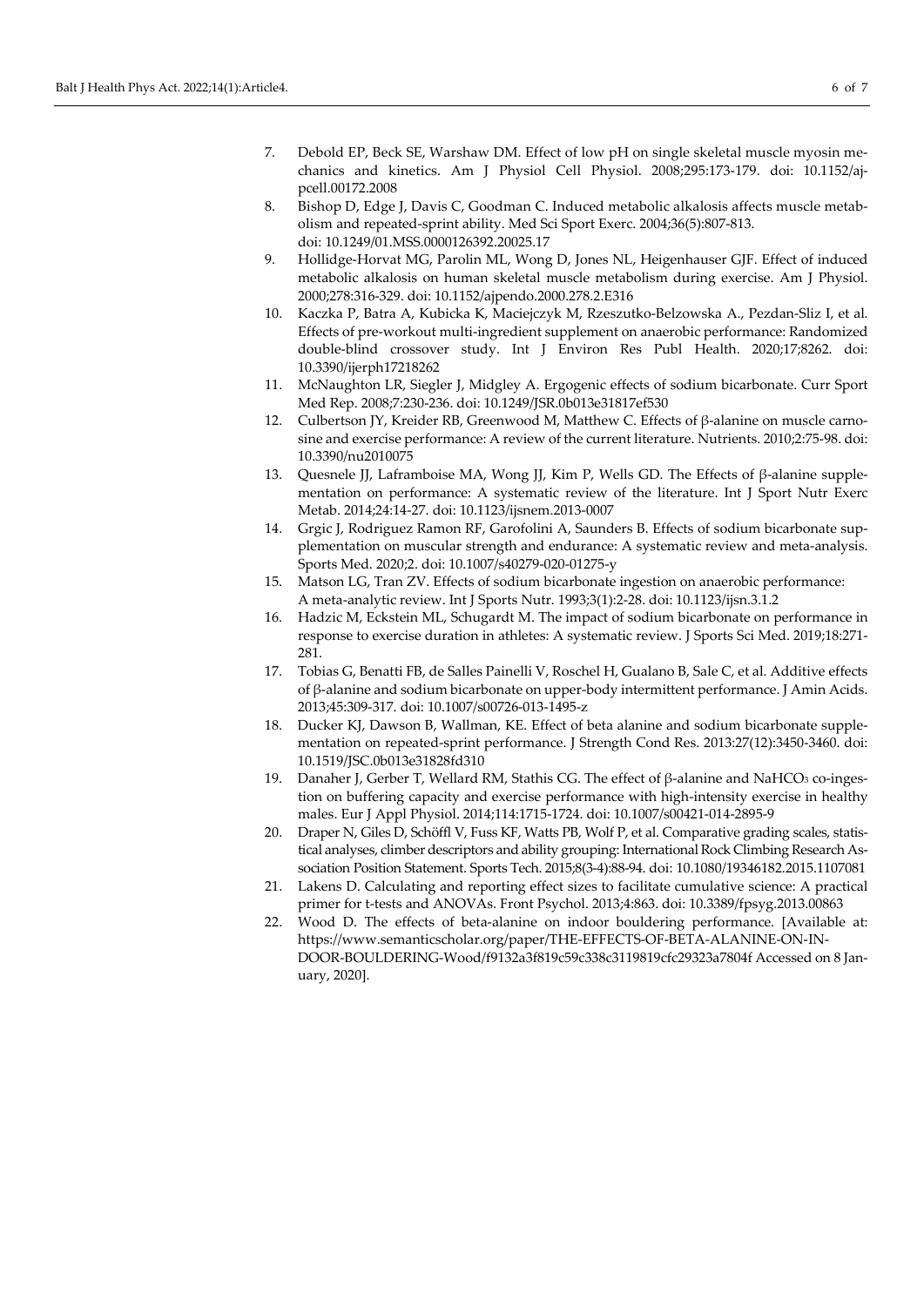7. Debold EP, Beck SE, Warshaw DM. Effect of low pH on single skeletal muscle myosin mechanics and kinetics. Am J Physiol Cell Physiol. 2008;295:173-179. doi: 10.1152/ajpcell.00172.2008
8. Bishop D, Edge J, Davis C, Goodman C. Induced metabolic alkalosis affects muscle metabolism and repeated-sprint ability. Med Sci Sport Exerc. 2004;36(5):807-813. doi: 10.1249/01.MSS.0000126392.20025.17
9. Hollidge-Horvat MG, Parolin ML, Wong D, Jones NL, Heigenhauser GJF. Effect of induced metabolic alkalosis on human skeletal muscle metabolism during exercise. Am J Physiol. 2000;278:316-329. doi: 10.1152/ajpendo.2000.278.2.E316
10. Kaczka P, Batra A, Kubicka K, Maciejczyk M, Rzeszutko-Belzowska A., Pezdan-Sliz I, et al. Effects of pre-workout multi-ingredient supplement on anaerobic performance: Randomized double-blind crossover study. Int J Environ Res Publ Health. 2020;17;8262. doi: 10.3390/ijerph17218262
11. McNaughton LR, Siegler J, Midgley A. Ergogenic effects of sodium bicarbonate. Curr Sport Med Rep. 2008;7:230-236. doi: 10.1249/JSR.0b013e31817ef530
12. Culbertson JY, Kreider RB, Greenwood M, Matthew C. Effects of β-alanine on muscle carnosine and exercise performance: A review of the current literature. Nutrients. 2010;2:75-98. doi: 10.3390/nu2010075
13. Quesnele JJ, Laframboise MA, Wong JJ, Kim P, Wells GD. The Effects of β-alanine supplementation on performance: A systematic review of the literature. Int J Sport Nutr Exerc Metab. 2014;24:14-27. doi: 10.1123/ijsnem.2013-0007
14. Grgic J, Rodriguez Ramon RF, Garofolini A, Saunders B. Effects of sodium bicarbonate supplementation on muscular strength and endurance: A systematic review and meta-analysis. Sports Med. 2020;2. doi: 10.1007/s40279-020-01275-y
15. Matson LG, Tran ZV. Effects of sodium bicarbonate ingestion on anaerobic performance: A meta-analytic review. Int J Sports Nutr. 1993;3(1):2-28. doi: 10.1123/ijsn.3.1.2
16. Hadzic M, Eckstein ML, Schugardt M. The impact of sodium bicarbonate on performance in response to exercise duration in athletes: A systematic review. J Sports Sci Med. 2019;18:271-281.
17. Tobias G, Benatti FB, de Salles Painelli V, Roschel H, Gualano B, Sale C, et al. Additive effects of β-alanine and sodium bicarbonate on upper-body intermittent performance. J Amin Acids. 2013;45:309-317. doi: 10.1007/s00726-013-1495-z
18. Ducker KJ, Dawson B, Wallman, KE. Effect of beta alanine and sodium bicarbonate supplementation on repeated-sprint performance. J Strength Cond Res. 2013:27(12):3450-3460. doi: 10.1519/JSC.0b013e31828fd310
19. Danaher J, Gerber T, Wellard RM, Stathis CG. The effect of β-alanine and $NaHCO_3$ co-ingestion on buffering capacity and exercise performance with high-intensity exercise in healthy males. Eur J Appl Physiol. 2014;114:1715-1724. doi: 10.1007/s00421-014-2895-9
20. Draper N, Giles D, Schöffl V, Fuss KF, Watts PB, Wolf P, et al. Comparative grading scales, statistical analyses, climber descriptors and ability grouping: International Rock Climbing Research Association Position Statement. Sports Tech. 2015;8(3-4):88-94. doi: 10.1080/19346182.2015.1107081
21. Lakens D. Calculating and reporting effect sizes to facilitate cumulative science: A practical primer for t-tests and ANOVAs. Front Psychol. 2013;4:863. doi: 10.3389/fpsyg.2013.00863
22. Wood D. The effects of beta-alanine on indoor bouldering performance. [Available at: https://www.semanticscholar.org/paper/THE-EFFECTS-OF-BETA-ALANINE-ON-INDOOR-BOULDERING-Wood/f9132a3f819c59c338c3119819cfc29323a7804f Accessed on 8 January, 2020].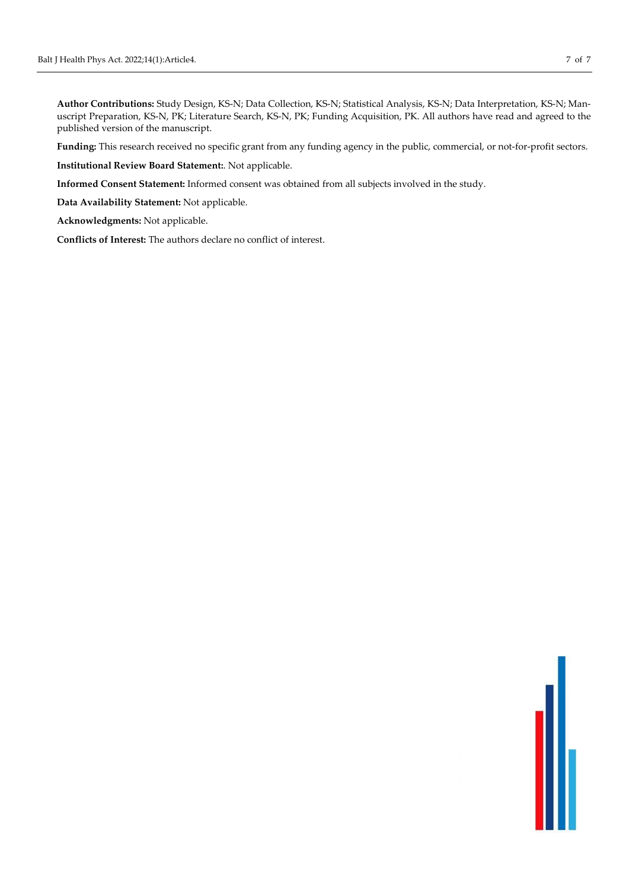**Author Contributions:** Study Design, KS-N; Data Collection, KS-N; Statistical Analysis, KS-N; Data Interpretation, KS-N; Manuscript Preparation, KS-N, PK; Literature Search, KS-N, PK; Funding Acquisition, PK. All authors have read and agreed to the published version of the manuscript.

**Funding:** This research received no specific grant from any funding agency in the public, commercial, or not-for-profit sectors.

**Institutional Review Board Statement:**. Not applicable.

**Informed Consent Statement:** Informed consent was obtained from all subjects involved in the study.

**Data Availability Statement:** Not applicable.

**Acknowledgments:** Not applicable.

**Conflicts of Interest:** The authors declare no conflict of interest.